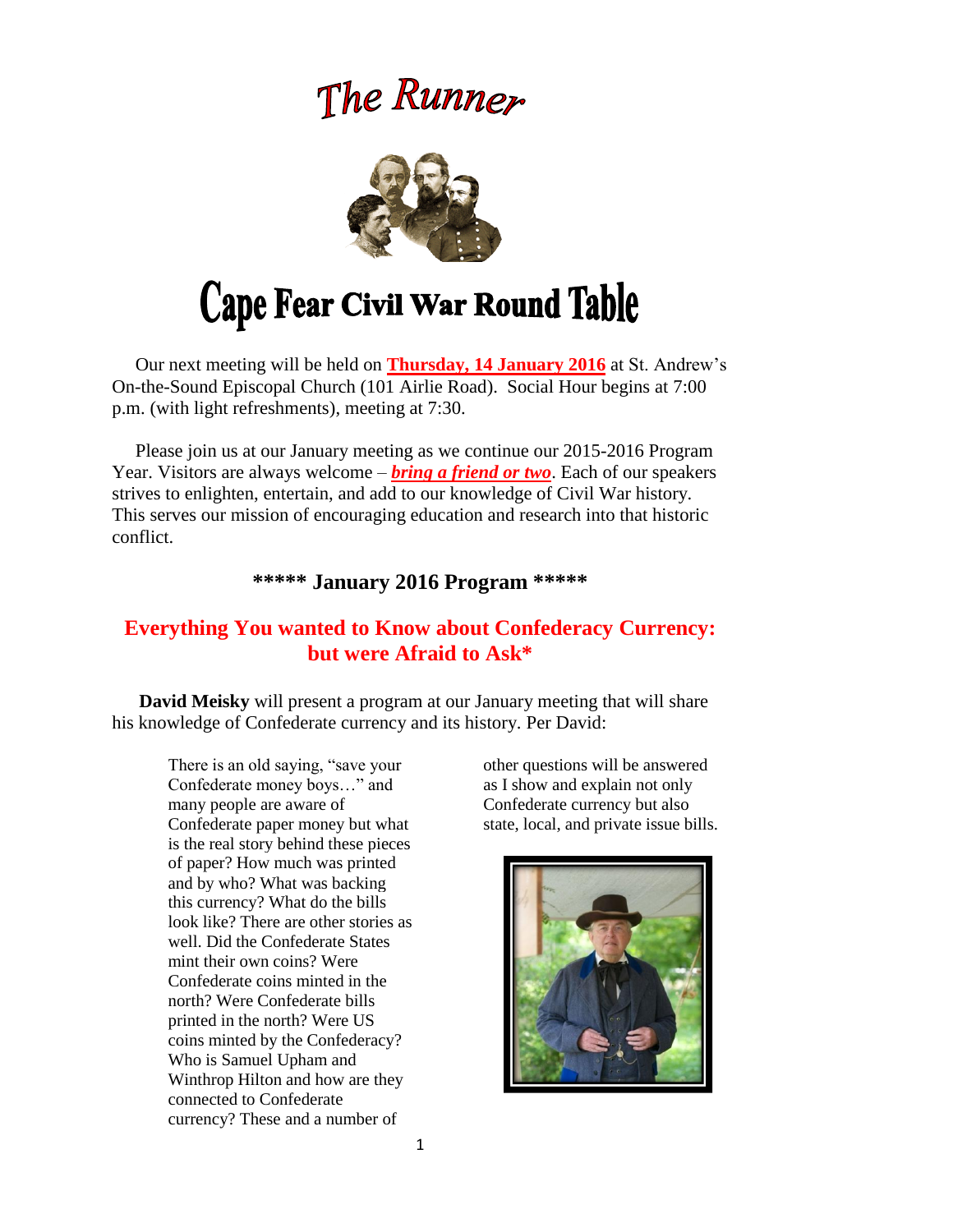# The Runner

# Cape Fear Civil War Round Table

Our next meeting will be held on **Thursday, 14 January 2016** at St. Andrew's On-the-Sound Episcopal Church (101 Airlie Road). Social Hour begins at 7:00 p.m. (with light refreshments), meeting at 7:30.

Please join us at our January meeting as we continue our 2015-2016 Program Year. Visitors are always welcome – ***bring a friend or two***. Each of our speakers strives to enlighten, entertain, and add to our knowledge of Civil War history. This serves our mission of encouraging education and research into that historic conflict.

## ***** January 2016 Program *****

## Everything You wanted to Know about Confederacy Currency: but were Afraid to Ask*

**David Meisky** will present a program at our January meeting that will share his knowledge of Confederate currency and its history. Per David:

> There is an old saying, "save your Confederate money boys…" and many people are aware of Confederate paper money but what is the real story behind these pieces of paper? How much was printed and by who? What was backing this currency? What do the bills look like? There are other stories as well. Did the Confederate States mint their own coins? Were Confederate coins minted in the north? Were Confederate bills printed in the north? Were US coins minted by the Confederacy? Who is Samuel Upham and Winthrop Hilton and how are they connected to Confederate currency? These and a number of other questions will be answered as I show and explain not only Confederate currency but also state, local, and private issue bills.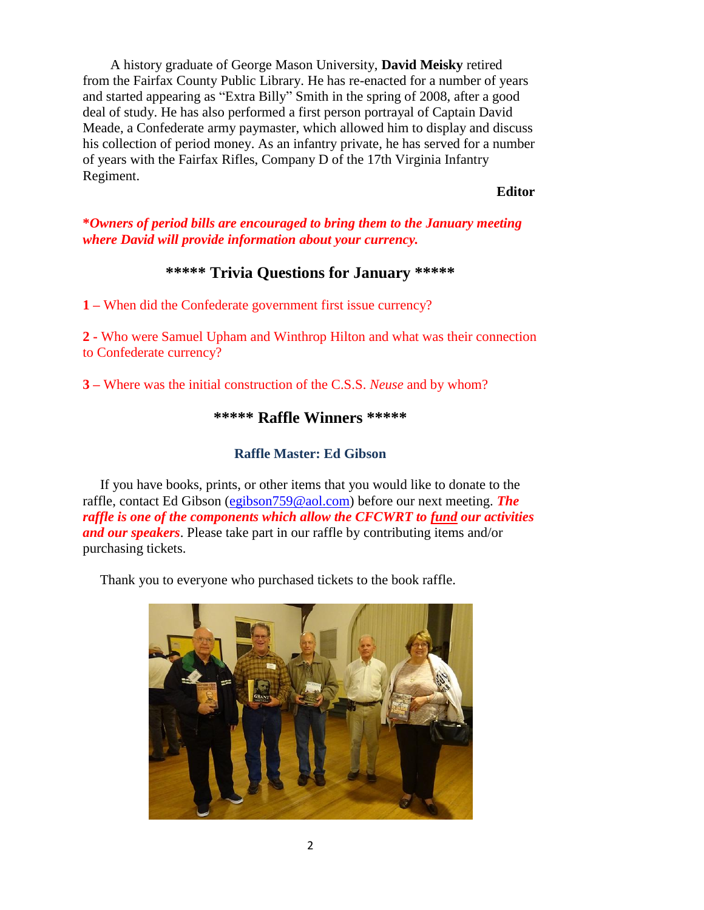A history graduate of George Mason University, **David Meisky** retired from the Fairfax County Public Library. He has re-enacted for a number of years and started appearing as "Extra Billy" Smith in the spring of 2008, after a good deal of study. He has also performed a first person portrayal of Captain David Meade, a Confederate army paymaster, which allowed him to display and discuss his collection of period money. As an infantry private, he has served for a number of years with the Fairfax Rifles, Company D of the 17th Virginia Infantry Regiment.

**Editor**

***Owners of period bills are encouraged to bring them to the January meeting where David will provide information about your currency.***

## ***** Trivia Questions for January *****

**1 –** When did the Confederate government first issue currency?

**2 -** Who were Samuel Upham and Winthrop Hilton and what was their connection to Confederate currency?

**3 –** Where was the initial construction of the C.S.S. *Neuse* and by whom?

## ***** Raffle Winners *****

### Raffle Master: Ed Gibson

If you have books, prints, or other items that you would like to donate to the raffle, contact Ed Gibson (egibson759@aol.com) before our next meeting. ***The raffle is one of the components which allow the CFCWRT to fund our activities and our speakers***. Please take part in our raffle by contributing items and/or purchasing tickets.

Thank you to everyone who purchased tickets to the book raffle.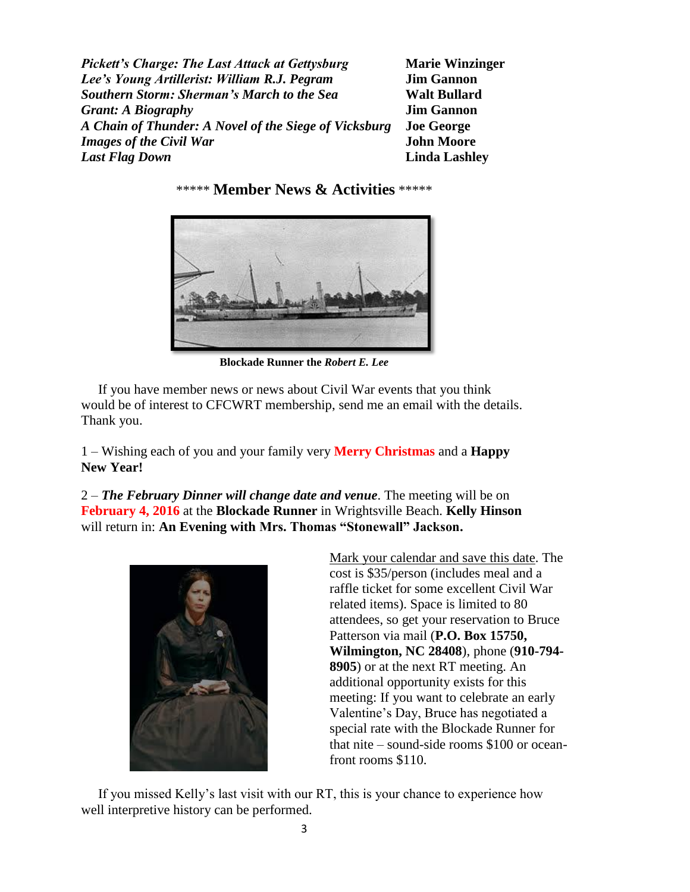| | |
|---|---|
| ***Pickett's Charge: The Last Attack at Gettysburg*** | **Marie Winzinger** |
| ***Lee's Young Artillerist: William R.J. Pegram*** | **Jim Gannon** |
| ***Southern Storm: Sherman's March to the Sea*** | **Walt Bullard** |
| ***Grant: A Biography*** | **Jim Gannon** |
| ***A Chain of Thunder: A Novel of the Siege of Vicksburg*** | **Joe George** |
| ***Images of the Civil War*** | **John Moore** |
| ***Last Flag Down*** | **Linda Lashley** |

## ***** Member News & Activities *****

**Blockade Runner the *Robert E. Lee***

If you have member news or news about Civil War events that you think would be of interest to CFCWRT membership, send me an email with the details. Thank you.

1 – Wishing each of you and your family very **Merry Christmas** and a **Happy New Year!**

2 – ***The February Dinner will change date and venue***. The meeting will be on **February 4, 2016** at the **Blockade Runner** in Wrightsville Beach. **Kelly Hinson** will return in: **An Evening with Mrs. Thomas "Stonewall" Jackson.**

Mark your calendar and save this date. The cost is $35/person (includes meal and a raffle ticket for some excellent Civil War related items). Space is limited to 80 attendees, so get your reservation to Bruce Patterson via mail (**P.O. Box 15750, Wilmington, NC 28408**), phone (**910-794-8905**) or at the next RT meeting. An additional opportunity exists for this meeting: If you want to celebrate an early Valentine's Day, Bruce has negotiated a special rate with the Blockade Runner for that nite – sound-side rooms $100 or ocean-front rooms $110.

If you missed Kelly's last visit with our RT, this is your chance to experience how well interpretive history can be performed.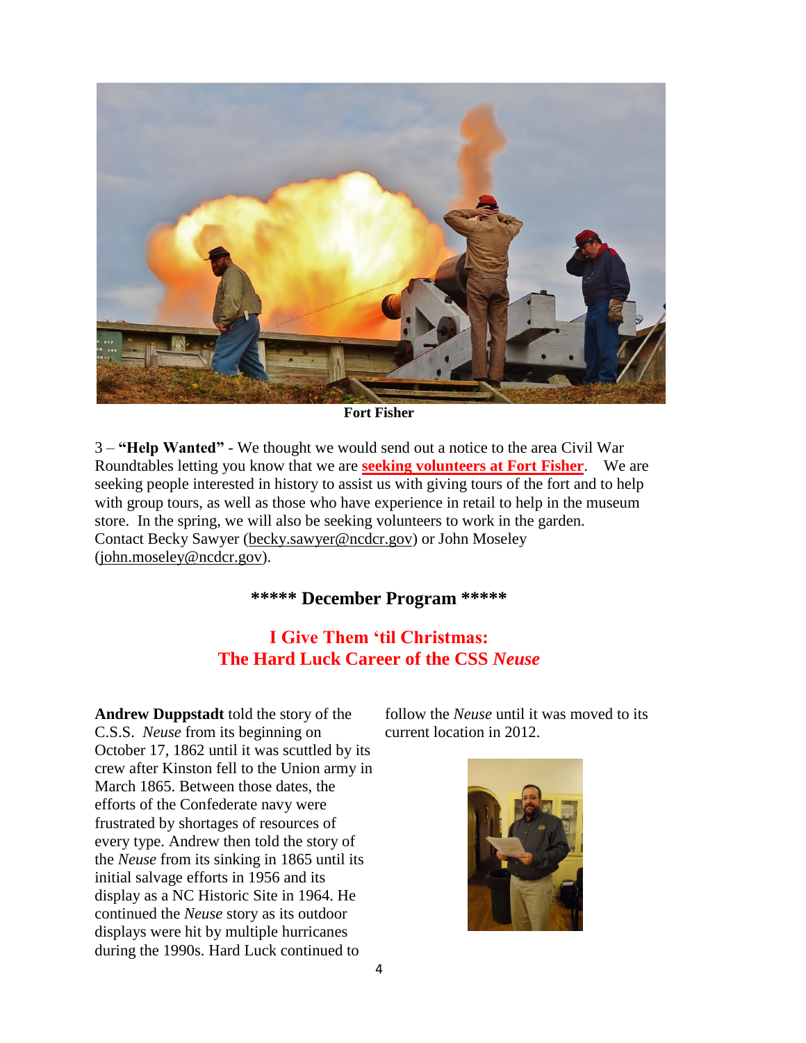Fort Fisher

3 – **"Help Wanted"** - We thought we would send out a notice to the area Civil War Roundtables letting you know that we are **seeking volunteers at Fort Fisher**. We are seeking people interested in history to assist us with giving tours of the fort and to help with group tours, as well as those who have experience in retail to help in the museum store. In the spring, we will also be seeking volunteers to work in the garden. Contact Becky Sawyer (becky.sawyer@ncdcr.gov) or John Moseley (john.moseley@ncdcr.gov).

## ***** December Program *****

## I Give Them 'til Christmas: The Hard Luck Career of the CSS *Neuse*

**Andrew Duppstadt** told the story of the C.S.S. *Neuse* from its beginning on October 17, 1862 until it was scuttled by its crew after Kinston fell to the Union army in March 1865. Between those dates, the efforts of the Confederate navy were frustrated by shortages of resources of every type. Andrew then told the story of the *Neuse* from its sinking in 1865 until its initial salvage efforts in 1956 and its display as a NC Historic Site in 1964. He continued the *Neuse* story as its outdoor displays were hit by multiple hurricanes during the 1990s. Hard Luck continued to follow the *Neuse* until it was moved to its current location in 2012.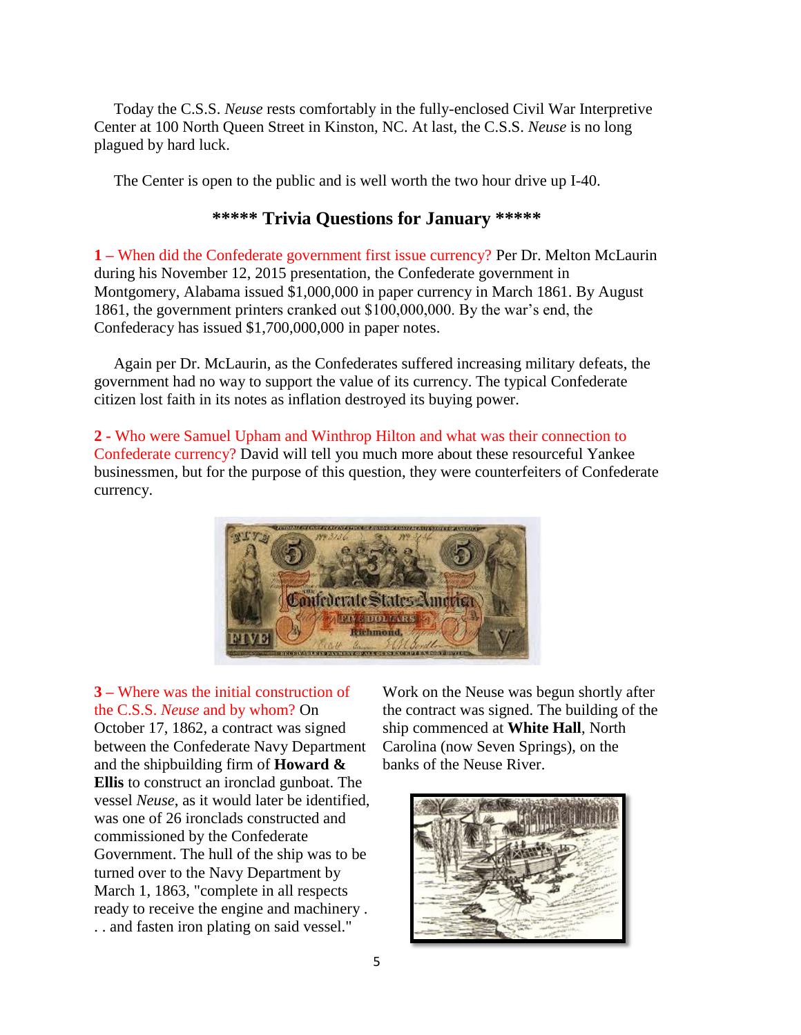Today the C.S.S. *Neuse* rests comfortably in the fully-enclosed Civil War Interpretive Center at 100 North Queen Street in Kinston, NC. At last, the C.S.S. *Neuse* is no long plagued by hard luck.

The Center is open to the public and is well worth the two hour drive up I-40.

## ***** Trivia Questions for January *****

**1 –** When did the Confederate government first issue currency? Per Dr. Melton McLaurin during his November 12, 2015 presentation, the Confederate government in Montgomery, Alabama issued $1,000,000 in paper currency in March 1861. By August 1861, the government printers cranked out $100,000,000. By the war's end, the Confederacy has issued $1,700,000,000 in paper notes.

Again per Dr. McLaurin, as the Confederates suffered increasing military defeats, the government had no way to support the value of its currency. The typical Confederate citizen lost faith in its notes as inflation destroyed its buying power.

**2 -** Who were Samuel Upham and Winthrop Hilton and what was their connection to Confederate currency? David will tell you much more about these resourceful Yankee businessmen, but for the purpose of this question, they were counterfeiters of Confederate currency.

**3 –** Where was the initial construction of the C.S.S. *Neuse* and by whom? On October 17, 1862, a contract was signed between the Confederate Navy Department and the shipbuilding firm of **Howard & Ellis** to construct an ironclad gunboat. The vessel *Neuse*, as it would later be identified, was one of 26 ironclads constructed and commissioned by the Confederate Government. The hull of the ship was to be turned over to the Navy Department by March 1, 1863, "complete in all respects ready to receive the engine and machinery . . . and fasten iron plating on said vessel."

Work on the Neuse was begun shortly after the contract was signed. The building of the ship commenced at **White Hall**, North Carolina (now Seven Springs), on the banks of the Neuse River.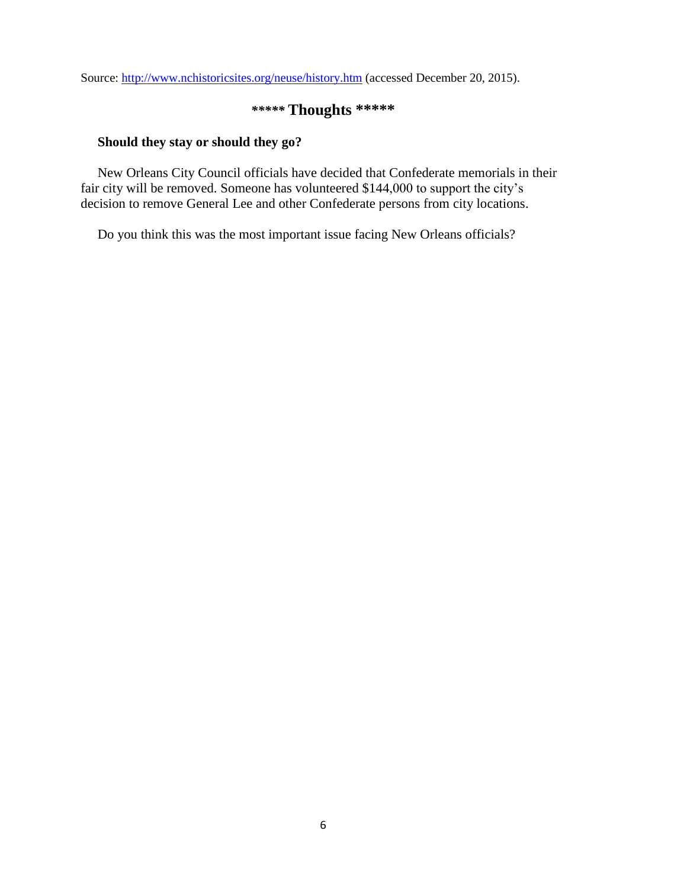Source: http://www.nchistoricsites.org/neuse/history.htm (accessed December 20, 2015).

## ***** Thoughts *****

**Should they stay or should they go?**

New Orleans City Council officials have decided that Confederate memorials in their fair city will be removed. Someone has volunteered $144,000 to support the city's decision to remove General Lee and other Confederate persons from city locations.

Do you think this was the most important issue facing New Orleans officials?